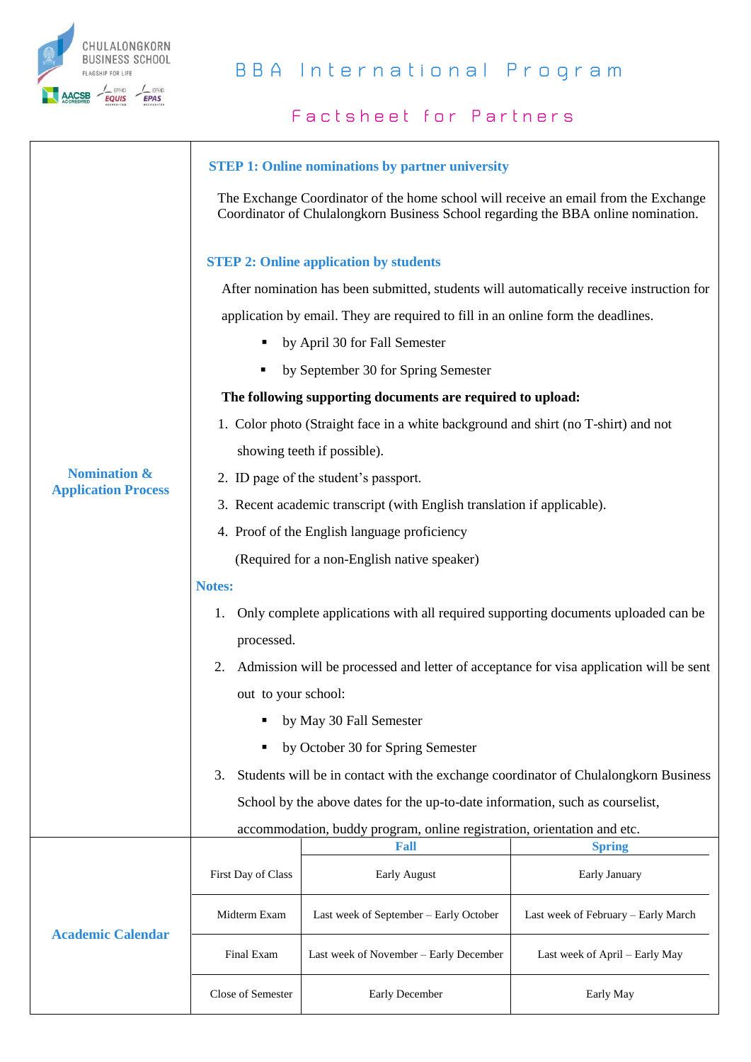CHULALONGKORN BUSINESS SCHOOL
FLAGSHIP FOR LIFE

# BBA International Program

## Factsheet for Partners

### Nomination & Application Process

**STEP 1: Online nominations by partner university**

The Exchange Coordinator of the home school will receive an email from the Exchange Coordinator of Chulalongkorn Business School regarding the BBA online nomination.

**STEP 2: Online application by students**

After nomination has been submitted, students will automatically receive instruction for application by email. They are required to fill in an online form the deadlines.

- by April 30 for Fall Semester
- by September 30 for Spring Semester

**The following supporting documents are required to upload:**

1. Color photo (Straight face in a white background and shirt (no T-shirt) and not showing teeth if possible).
2. ID page of the student's passport.
3. Recent academic transcript (with English translation if applicable).
4. Proof of the English language proficiency (Required for a non-English native speaker)

**Notes:**

1. Only complete applications with all required supporting documents uploaded can be processed.
2. Admission will be processed and letter of acceptance for visa application will be sent out to your school:
   - by May 30 Fall Semester
   - by October 30 for Spring Semester
3. Students will be in contact with the exchange coordinator of Chulalongkorn Business School by the above dates for the up-to-date information, such as courselist, accommodation, buddy program, online registration, orientation and etc.

### Academic Calendar

| | Fall | Spring |
|---|---|---|
| First Day of Class | Early August | Early January |
| Midterm Exam | Last week of September – Early October | Last week of February – Early March |
| Final Exam | Last week of November – Early December | Last week of April – Early May |
| Close of Semester | Early December | Early May |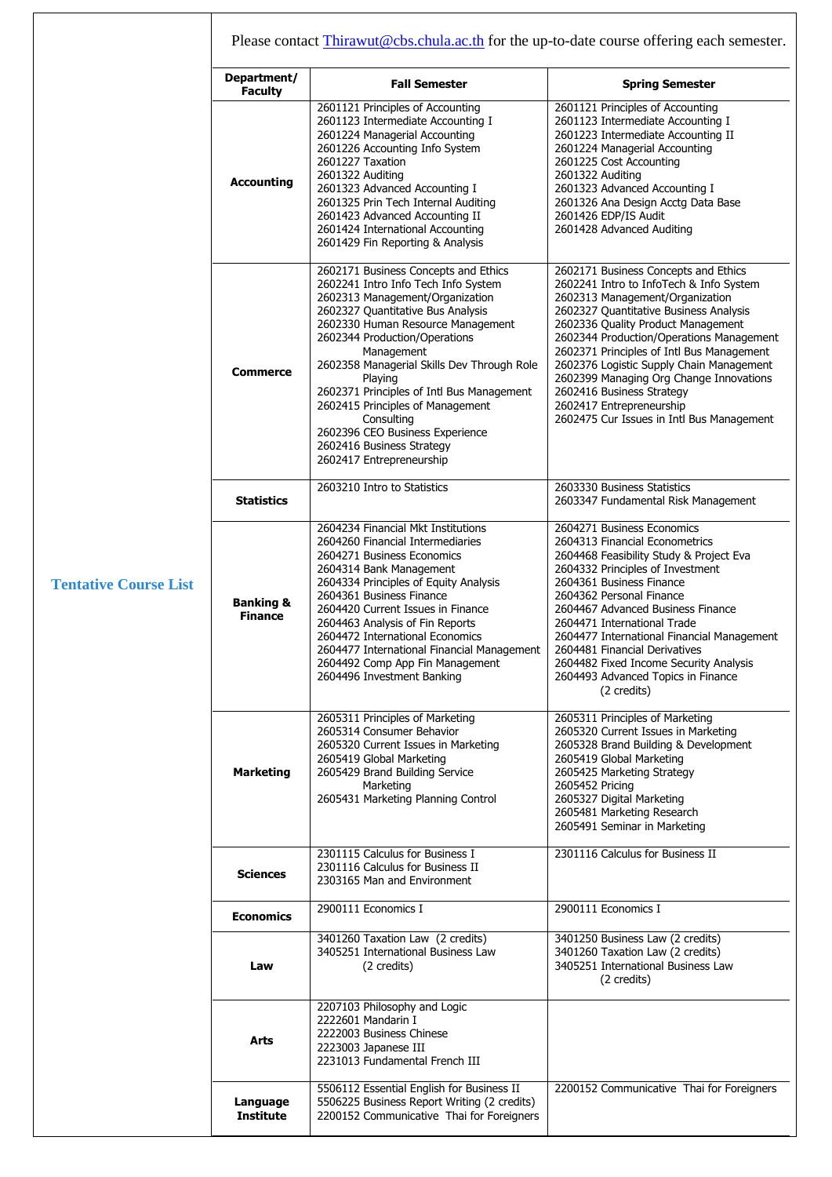## Tentative Course List

Please contact [Thirawut@cbs.chula.ac.th](mailto:Thirawut@cbs.chula.ac.th) for the up-to-date course offering each semester.

| Department/ Faculty | Fall Semester | Spring Semester |
|---|---|---|
| **Accounting** | 2601121 Principles of Accounting<br>2601123 Intermediate Accounting I<br>2601224 Managerial Accounting<br>2601226 Accounting Info System<br>2601227 Taxation<br>2601322 Auditing<br>2601323 Advanced Accounting I<br>2601325 Prin Tech Internal Auditing<br>2601423 Advanced Accounting II<br>2601424 International Accounting<br>2601429 Fin Reporting & Analysis | 2601121 Principles of Accounting<br>2601123 Intermediate Accounting I<br>2601223 Intermediate Accounting II<br>2601224 Managerial Accounting<br>2601225 Cost Accounting<br>2601322 Auditing<br>2601323 Advanced Accounting I<br>2601326 Ana Design Acctg Data Base<br>2601426 EDP/IS Audit<br>2601428 Advanced Auditing |
| **Commerce** | 2602171 Business Concepts and Ethics<br>2602241 Intro Info Tech Info System<br>2602313 Management/Organization<br>2602327 Quantitative Bus Analysis<br>2602330 Human Resource Management<br>2602344 Production/Operations Management<br>2602358 Managerial Skills Dev Through Role Playing<br>2602371 Principles of Intl Bus Management<br>2602415 Principles of Management Consulting<br>2602396 CEO Business Experience<br>2602416 Business Strategy<br>2602417 Entrepreneurship | 2602171 Business Concepts and Ethics<br>2602241 Intro to InfoTech & Info System<br>2602313 Management/Organization<br>2602327 Quantitative Business Analysis<br>2602336 Quality Product Management<br>2602344 Production/Operations Management<br>2602371 Principles of Intl Bus Management<br>2602376 Logistic Supply Chain Management<br>2602399 Managing Org Change Innovations<br>2602416 Business Strategy<br>2602417 Entrepreneurship<br>2602475 Cur Issues in Intl Bus Management |
| **Statistics** | 2603210 Intro to Statistics | 2603330 Business Statistics<br>2603347 Fundamental Risk Management |
| **Banking & Finance** | 2604234 Financial Mkt Institutions<br>2604260 Financial Intermediaries<br>2604271 Business Economics<br>2604314 Bank Management<br>2604334 Principles of Equity Analysis<br>2604361 Business Finance<br>2604420 Current Issues in Finance<br>2604463 Analysis of Fin Reports<br>2604472 International Economics<br>2604477 International Financial Management<br>2604492 Comp App Fin Management<br>2604496 Investment Banking | 2604271 Business Economics<br>2604313 Financial Econometrics<br>2604468 Feasibility Study & Project Eva<br>2604332 Principles of Investment<br>2604361 Business Finance<br>2604362 Personal Finance<br>2604467 Advanced Business Finance<br>2604471 International Trade<br>2604477 International Financial Management<br>2604481 Financial Derivatives<br>2604482 Fixed Income Security Analysis<br>2604493 Advanced Topics in Finance (2 credits) |
| **Marketing** | 2605311 Principles of Marketing<br>2605314 Consumer Behavior<br>2605320 Current Issues in Marketing<br>2605419 Global Marketing<br>2605429 Brand Building Service Marketing<br>2605431 Marketing Planning Control | 2605311 Principles of Marketing<br>2605320 Current Issues in Marketing<br>2605328 Brand Building & Development<br>2605419 Global Marketing<br>2605425 Marketing Strategy<br>2605452 Pricing<br>2605327 Digital Marketing<br>2605481 Marketing Research<br>2605491 Seminar in Marketing |
| **Sciences** | 2301115 Calculus for Business I<br>2301116 Calculus for Business II<br>2303165 Man and Environment | 2301116 Calculus for Business II |
| **Economics** | 2900111 Economics I | 2900111 Economics I |
| **Law** | 3401260 Taxation Law (2 credits)<br>3405251 International Business Law (2 credits) | 3401250 Business Law (2 credits)<br>3401260 Taxation Law (2 credits)<br>3405251 International Business Law (2 credits) |
| **Arts** | 2207103 Philosophy and Logic<br>2222601 Mandarin I<br>2222003 Business Chinese<br>2223003 Japanese III<br>2231013 Fundamental French III | |
| **Language Institute** | 5506112 Essential English for Business II<br>5506225 Business Report Writing (2 credits)<br>2200152 Communicative Thai for Foreigners | 2200152 Communicative Thai for Foreigners |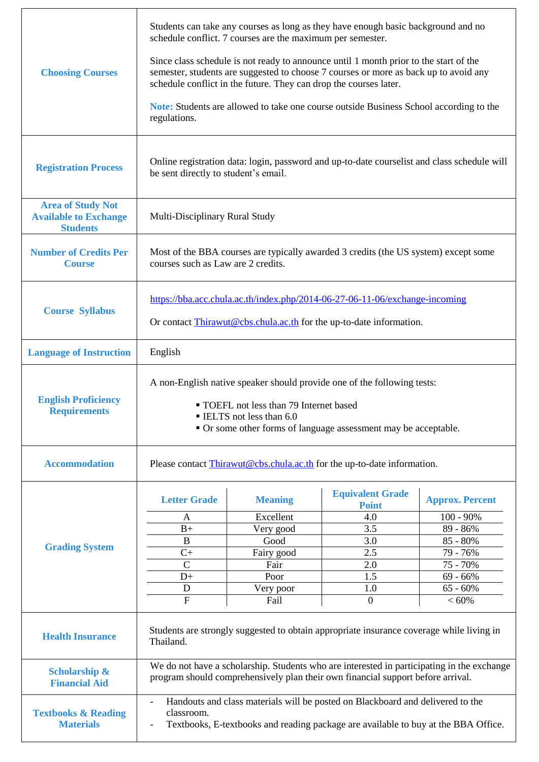| | |
|---|---|
| **Choosing Courses** | Students can take any courses as long as they have enough basic background and no schedule conflict. 7 courses are the maximum per semester.<br><br>Since class schedule is not ready to announce until 1 month prior to the start of the semester, students are suggested to choose 7 courses or more as back up to avoid any schedule conflict in the future. They can drop the courses later.<br><br>**Note:** Students are allowed to take one course outside Business School according to the regulations. |
| **Registration Process** | Online registration data: login, password and up-to-date courselist and class schedule will be sent directly to student's email. |
| **Area of Study Not Available to Exchange Students** | Multi-Disciplinary Rural Study |
| **Number of Credits Per Course** | Most of the BBA courses are typically awarded 3 credits (the US system) except some courses such as Law are 2 credits. |
| **Course Syllabus** | https://bba.acc.chula.ac.th/index.php/2014-06-27-06-11-06/exchange-incoming<br><br>Or contact Thirawut@cbs.chula.ac.th for the up-to-date information. |
| **Language of Instruction** | English |
| **English Proficiency Requirements** | A non-English native speaker should provide one of the following tests:<br>▪ TOEFL not less than 79 Internet based<br>▪ IELTS not less than 6.0<br>▪ Or some other forms of language assessment may be acceptable. |
| **Accommodation** | Please contact Thirawut@cbs.chula.ac.th for the up-to-date information. |
| **Grading System** | (see table below) |
| **Health Insurance** | Students are strongly suggested to obtain appropriate insurance coverage while living in Thailand. |
| **Scholarship & Financial Aid** | We do not have a scholarship. Students who are interested in participating in the exchange program should comprehensively plan their own financial support before arrival. |
| **Textbooks & Reading Materials** | - Handouts and class materials will be posted on Blackboard and delivered to the classroom.<br>- Textbooks, E-textbooks and reading package are available to buy at the BBA Office. |

**Grading System**

| Letter Grade | Meaning | Equivalent Grade Point | Approx. Percent |
|---|---|---|---|
| A | Excellent | 4.0 | 100 - 90% |
| B+ | Very good | 3.5 | 89 - 86% |
| B | Good | 3.0 | 85 - 80% |
| C+ | Fairy good | 2.5 | 79 - 76% |
| C | Fair | 2.0 | 75 - 70% |
| D+ | Poor | 1.5 | 69 - 66% |
| D | Very poor | 1.0 | 65 - 60% |
| F | Fail | 0 | < 60% |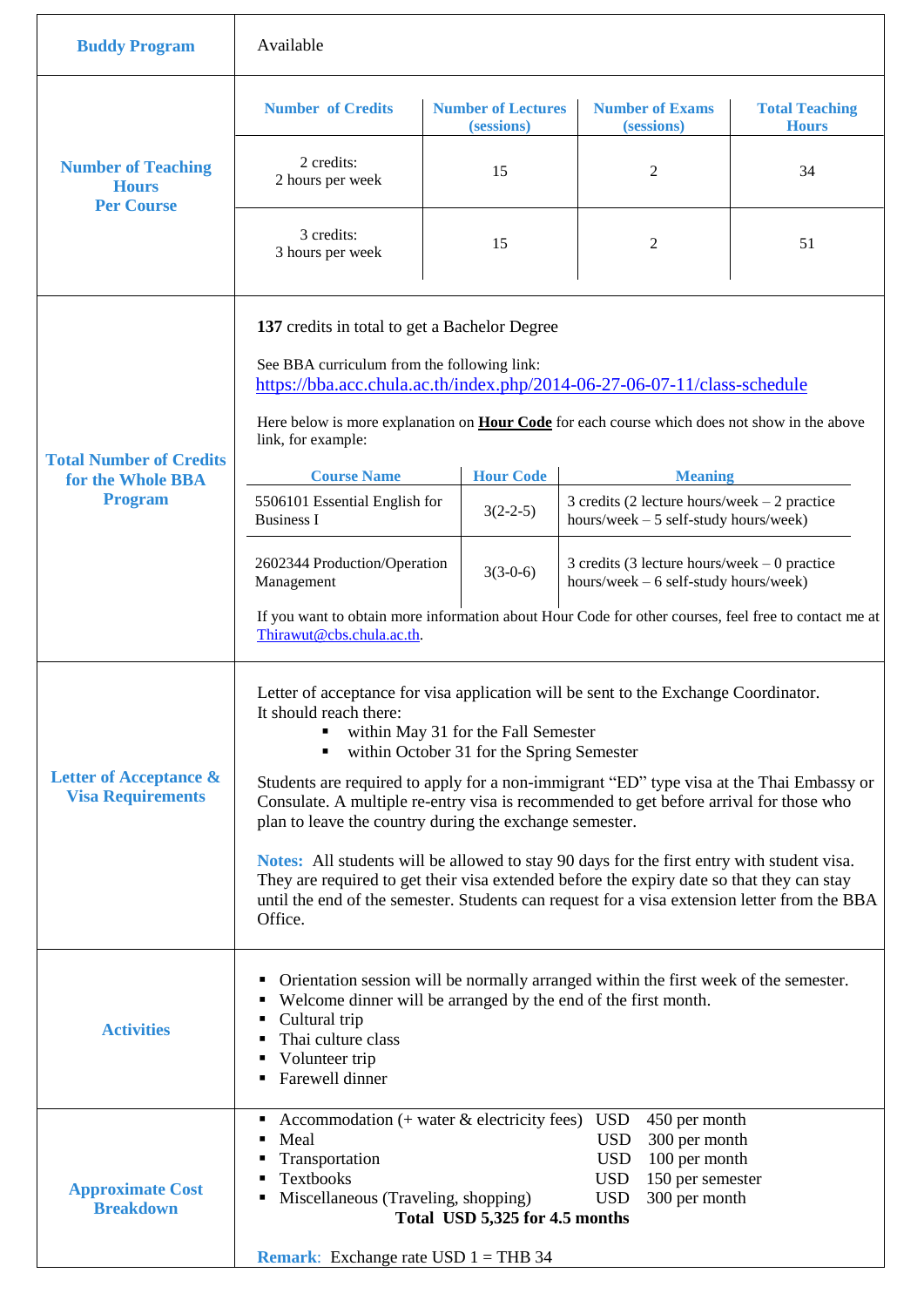| | |
|---|---|
| **Buddy Program** | Available |

**Number of Teaching Hours Per Course**

| Number of Credits | Number of Lectures (sessions) | Number of Exams (sessions) | Total Teaching Hours |
|---|---|---|---|
| 2 credits: 2 hours per week | 15 | 2 | 34 |
| 3 credits: 3 hours per week | 15 | 2 | 51 |

**Total Number of Credits for the Whole BBA Program**

**137** credits in total to get a Bachelor Degree

See BBA curriculum from the following link:
https://bba.acc.chula.ac.th/index.php/2014-06-27-06-07-11/class-schedule

Here below is more explanation on **Hour Code** for each course which does not show in the above link, for example:

| Course Name | Hour Code | Meaning |
|---|---|---|
| 5506101 Essential English for Business I | 3(2-2-5) | 3 credits (2 lecture hours/week – 2 practice hours/week – 5 self-study hours/week) |
| 2602344 Production/Operation Management | 3(3-0-6) | 3 credits (3 lecture hours/week – 0 practice hours/week – 6 self-study hours/week) |

If you want to obtain more information about Hour Code for other courses, feel free to contact me at Thirawut@cbs.chula.ac.th.

**Letter of Acceptance & Visa Requirements**

Letter of acceptance for visa application will be sent to the Exchange Coordinator. It should reach there:

- within May 31 for the Fall Semester
- within October 31 for the Spring Semester

Students are required to apply for a non-immigrant "ED" type visa at the Thai Embassy or Consulate. A multiple re-entry visa is recommended to get before arrival for those who plan to leave the country during the exchange semester.

**Notes:** All students will be allowed to stay 90 days for the first entry with student visa. They are required to get their visa extended before the expiry date so that they can stay until the end of the semester. Students can request for a visa extension letter from the BBA Office.

**Activities**

- Orientation session will be normally arranged within the first week of the semester.
- Welcome dinner will be arranged by the end of the first month.
- Cultural trip
- Thai culture class
- Volunteer trip
- Farewell dinner

**Approximate Cost Breakdown**

- Accommodation (+ water & electricity fees) USD 450 per month
- Meal USD 300 per month
- Transportation USD 100 per month
- Textbooks USD 150 per semester
- Miscellaneous (Traveling, shopping) USD 300 per month

**Total USD 5,325 for 4.5 months**

**Remark**: Exchange rate USD 1 = THB 34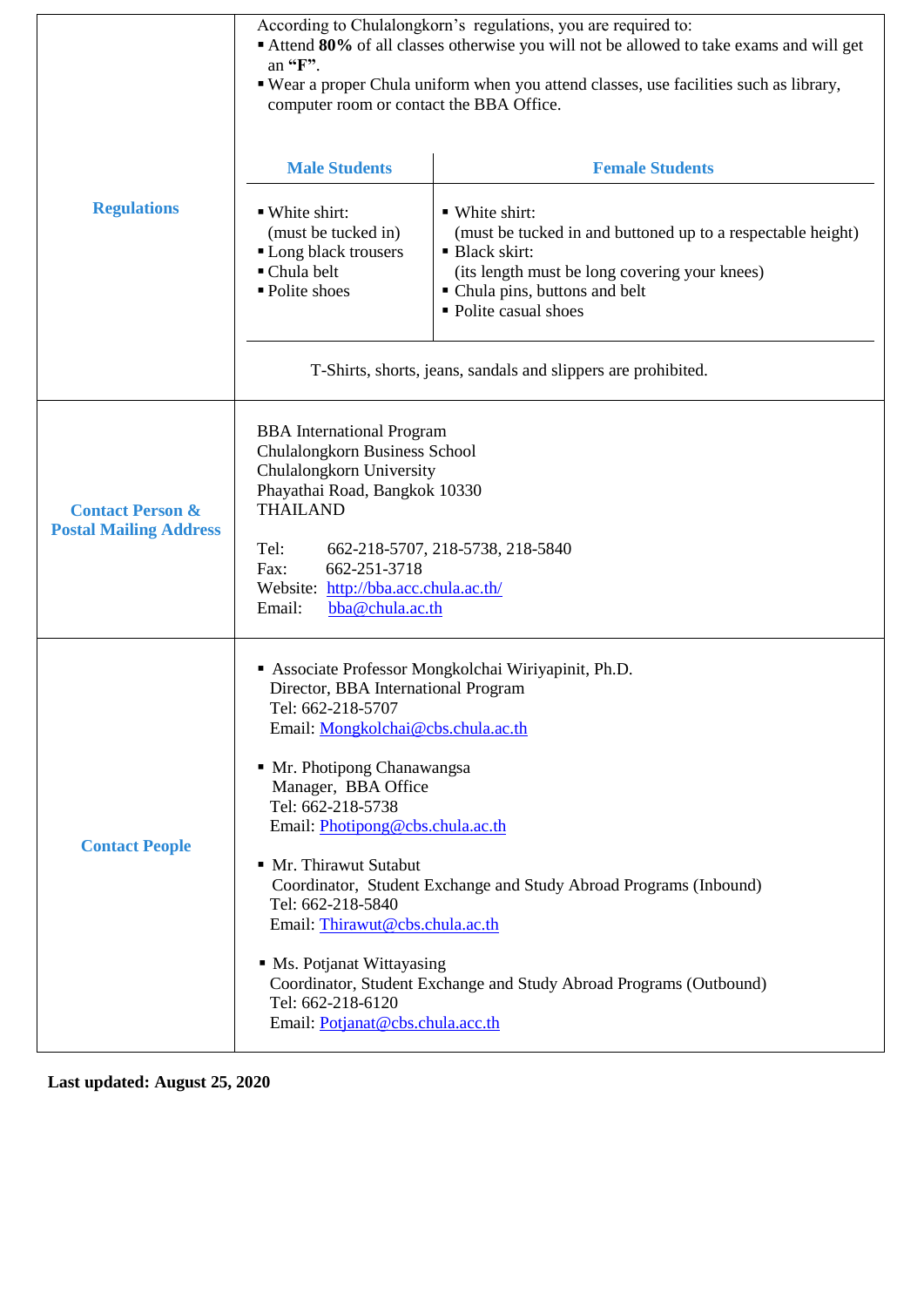| | |
|---|---|
| **Regulations** | According to Chulalongkorn's regulations, you are required to:<br>▪ Attend **80%** of all classes otherwise you will not be allowed to take exams and will get an **"F"**.<br>▪ Wear a proper Chula uniform when you attend classes, use facilities such as library, computer room or contact the BBA Office.<br><br>**Male Students**<br>▪ White shirt: (must be tucked in)<br>▪ Long black trousers<br>▪ Chula belt<br>▪ Polite shoes<br><br>**Female Students**<br>▪ White shirt: (must be tucked in and buttoned up to a respectable height)<br>▪ Black skirt: (its length must be long covering your knees)<br>▪ Chula pins, buttons and belt<br>▪ Polite casual shoes<br><br>T-Shirts, shorts, jeans, sandals and slippers are prohibited. |
| **Contact Person & Postal Mailing Address** | BBA International Program<br>Chulalongkorn Business School<br>Chulalongkorn University<br>Phayathai Road, Bangkok 10330<br>THAILAND<br><br>Tel: 662-218-5707, 218-5738, 218-5840<br>Fax: 662-251-3718<br>Website: http://bba.acc.chula.ac.th/<br>Email: bba@chula.ac.th |
| **Contact People** | ▪ Associate Professor Mongkolchai Wiriyapinit, Ph.D.<br>Director, BBA International Program<br>Tel: 662-218-5707<br>Email: Mongkolchai@cbs.chula.ac.th<br><br>▪ Mr. Photipong Chanawangsa<br>Manager, BBA Office<br>Tel: 662-218-5738<br>Email: Photipong@cbs.chula.ac.th<br><br>▪ Mr. Thirawut Sutabut<br>Coordinator, Student Exchange and Study Abroad Programs (Inbound)<br>Tel: 662-218-5840<br>Email: Thirawut@cbs.chula.ac.th<br><br>▪ Ms. Potjanat Wittayasing<br>Coordinator, Student Exchange and Study Abroad Programs (Outbound)<br>Tel: 662-218-6120<br>Email: Potjanat@cbs.chula.acc.th |

**Last updated: August 25, 2020**